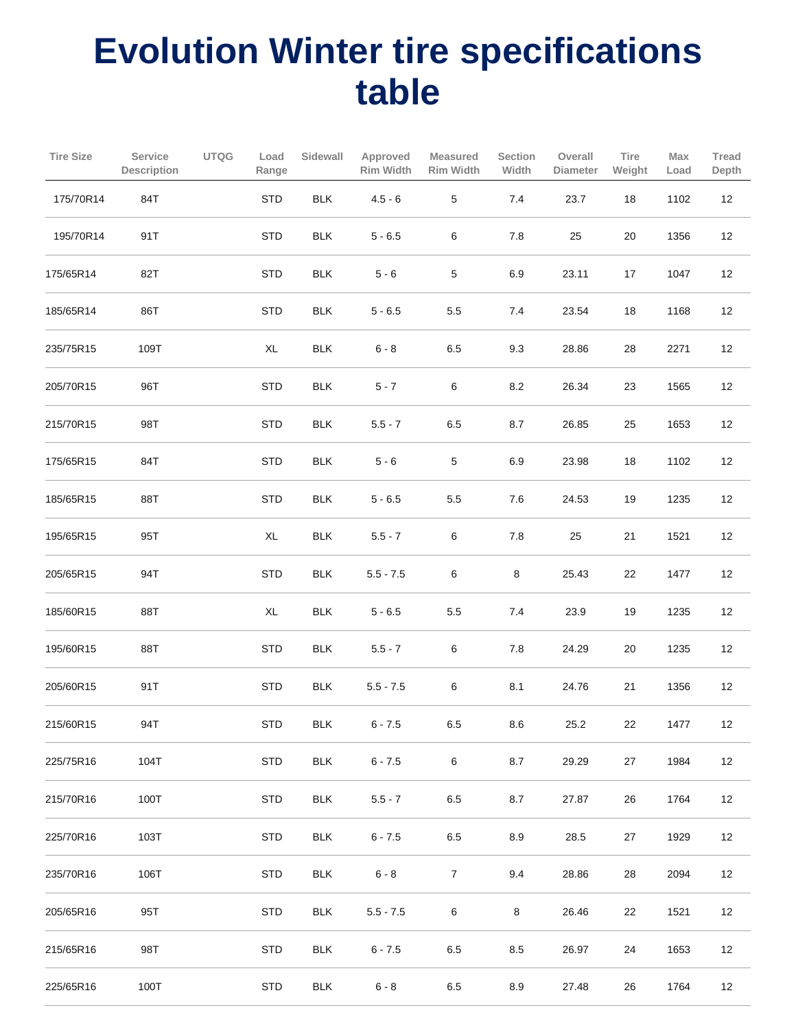# Evolution Winter tire specifications table

| Tire Size | Service Description | UTQG | Load Range | Sidewall | Approved Rim Width | Measured Rim Width | Section Width | Overall Diameter | Tire Weight | Max Load | Tread Depth |
|---|---|---|---|---|---|---|---|---|---|---|---|
| 175/70R14 | 84T | | STD | BLK | 4.5 - 6 | 5 | 7.4 | 23.7 | 18 | 1102 | 12 |
| 195/70R14 | 91T | | STD | BLK | 5 - 6.5 | 6 | 7.8 | 25 | 20 | 1356 | 12 |
| 175/65R14 | 82T | | STD | BLK | 5 - 6 | 5 | 6.9 | 23.11 | 17 | 1047 | 12 |
| 185/65R14 | 86T | | STD | BLK | 5 - 6.5 | 5.5 | 7.4 | 23.54 | 18 | 1168 | 12 |
| 235/75R15 | 109T | | XL | BLK | 6 - 8 | 6.5 | 9.3 | 28.86 | 28 | 2271 | 12 |
| 205/70R15 | 96T | | STD | BLK | 5 - 7 | 6 | 8.2 | 26.34 | 23 | 1565 | 12 |
| 215/70R15 | 98T | | STD | BLK | 5.5 - 7 | 6.5 | 8.7 | 26.85 | 25 | 1653 | 12 |
| 175/65R15 | 84T | | STD | BLK | 5 - 6 | 5 | 6.9 | 23.98 | 18 | 1102 | 12 |
| 185/65R15 | 88T | | STD | BLK | 5 - 6.5 | 5.5 | 7.6 | 24.53 | 19 | 1235 | 12 |
| 195/65R15 | 95T | | XL | BLK | 5.5 - 7 | 6 | 7.8 | 25 | 21 | 1521 | 12 |
| 205/65R15 | 94T | | STD | BLK | 5.5 - 7.5 | 6 | 8 | 25.43 | 22 | 1477 | 12 |
| 185/60R15 | 88T | | XL | BLK | 5 - 6.5 | 5.5 | 7.4 | 23.9 | 19 | 1235 | 12 |
| 195/60R15 | 88T | | STD | BLK | 5.5 - 7 | 6 | 7.8 | 24.29 | 20 | 1235 | 12 |
| 205/60R15 | 91T | | STD | BLK | 5.5 - 7.5 | 6 | 8.1 | 24.76 | 21 | 1356 | 12 |
| 215/60R15 | 94T | | STD | BLK | 6 - 7.5 | 6.5 | 8.6 | 25.2 | 22 | 1477 | 12 |
| 225/75R16 | 104T | | STD | BLK | 6 - 7.5 | 6 | 8.7 | 29.29 | 27 | 1984 | 12 |
| 215/70R16 | 100T | | STD | BLK | 5.5 - 7 | 6.5 | 8.7 | 27.87 | 26 | 1764 | 12 |
| 225/70R16 | 103T | | STD | BLK | 6 - 7.5 | 6.5 | 8.9 | 28.5 | 27 | 1929 | 12 |
| 235/70R16 | 106T | | STD | BLK | 6 - 8 | 7 | 9.4 | 28.86 | 28 | 2094 | 12 |
| 205/65R16 | 95T | | STD | BLK | 5.5 - 7.5 | 6 | 8 | 26.46 | 22 | 1521 | 12 |
| 215/65R16 | 98T | | STD | BLK | 6 - 7.5 | 6.5 | 8.5 | 26.97 | 24 | 1653 | 12 |
| 225/65R16 | 100T | | STD | BLK | 6 - 8 | 6.5 | 8.9 | 27.48 | 26 | 1764 | 12 |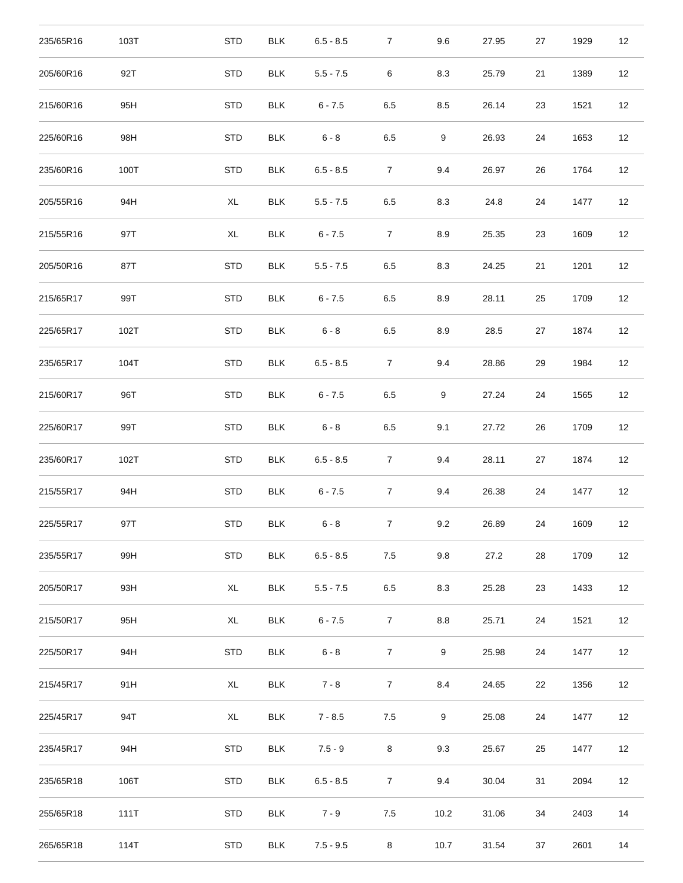| | | | | | | | | | | |
|---|---|---|---|---|---|---|---|---|---|---|
| 235/65R16 | 103T | STD | BLK | 6.5 - 8.5 | 7 | 9.6 | 27.95 | 27 | 1929 | 12 |
| 205/60R16 | 92T | STD | BLK | 5.5 - 7.5 | 6 | 8.3 | 25.79 | 21 | 1389 | 12 |
| 215/60R16 | 95H | STD | BLK | 6 - 7.5 | 6.5 | 8.5 | 26.14 | 23 | 1521 | 12 |
| 225/60R16 | 98H | STD | BLK | 6 - 8 | 6.5 | 9 | 26.93 | 24 | 1653 | 12 |
| 235/60R16 | 100T | STD | BLK | 6.5 - 8.5 | 7 | 9.4 | 26.97 | 26 | 1764 | 12 |
| 205/55R16 | 94H | XL | BLK | 5.5 - 7.5 | 6.5 | 8.3 | 24.8 | 24 | 1477 | 12 |
| 215/55R16 | 97T | XL | BLK | 6 - 7.5 | 7 | 8.9 | 25.35 | 23 | 1609 | 12 |
| 205/50R16 | 87T | STD | BLK | 5.5 - 7.5 | 6.5 | 8.3 | 24.25 | 21 | 1201 | 12 |
| 215/65R17 | 99T | STD | BLK | 6 - 7.5 | 6.5 | 8.9 | 28.11 | 25 | 1709 | 12 |
| 225/65R17 | 102T | STD | BLK | 6 - 8 | 6.5 | 8.9 | 28.5 | 27 | 1874 | 12 |
| 235/65R17 | 104T | STD | BLK | 6.5 - 8.5 | 7 | 9.4 | 28.86 | 29 | 1984 | 12 |
| 215/60R17 | 96T | STD | BLK | 6 - 7.5 | 6.5 | 9 | 27.24 | 24 | 1565 | 12 |
| 225/60R17 | 99T | STD | BLK | 6 - 8 | 6.5 | 9.1 | 27.72 | 26 | 1709 | 12 |
| 235/60R17 | 102T | STD | BLK | 6.5 - 8.5 | 7 | 9.4 | 28.11 | 27 | 1874 | 12 |
| 215/55R17 | 94H | STD | BLK | 6 - 7.5 | 7 | 9.4 | 26.38 | 24 | 1477 | 12 |
| 225/55R17 | 97T | STD | BLK | 6 - 8 | 7 | 9.2 | 26.89 | 24 | 1609 | 12 |
| 235/55R17 | 99H | STD | BLK | 6.5 - 8.5 | 7.5 | 9.8 | 27.2 | 28 | 1709 | 12 |
| 205/50R17 | 93H | XL | BLK | 5.5 - 7.5 | 6.5 | 8.3 | 25.28 | 23 | 1433 | 12 |
| 215/50R17 | 95H | XL | BLK | 6 - 7.5 | 7 | 8.8 | 25.71 | 24 | 1521 | 12 |
| 225/50R17 | 94H | STD | BLK | 6 - 8 | 7 | 9 | 25.98 | 24 | 1477 | 12 |
| 215/45R17 | 91H | XL | BLK | 7 - 8 | 7 | 8.4 | 24.65 | 22 | 1356 | 12 |
| 225/45R17 | 94T | XL | BLK | 7 - 8.5 | 7.5 | 9 | 25.08 | 24 | 1477 | 12 |
| 235/45R17 | 94H | STD | BLK | 7.5 - 9 | 8 | 9.3 | 25.67 | 25 | 1477 | 12 |
| 235/65R18 | 106T | STD | BLK | 6.5 - 8.5 | 7 | 9.4 | 30.04 | 31 | 2094 | 12 |
| 255/65R18 | 111T | STD | BLK | 7 - 9 | 7.5 | 10.2 | 31.06 | 34 | 2403 | 14 |
| 265/65R18 | 114T | STD | BLK | 7.5 - 9.5 | 8 | 10.7 | 31.54 | 37 | 2601 | 14 |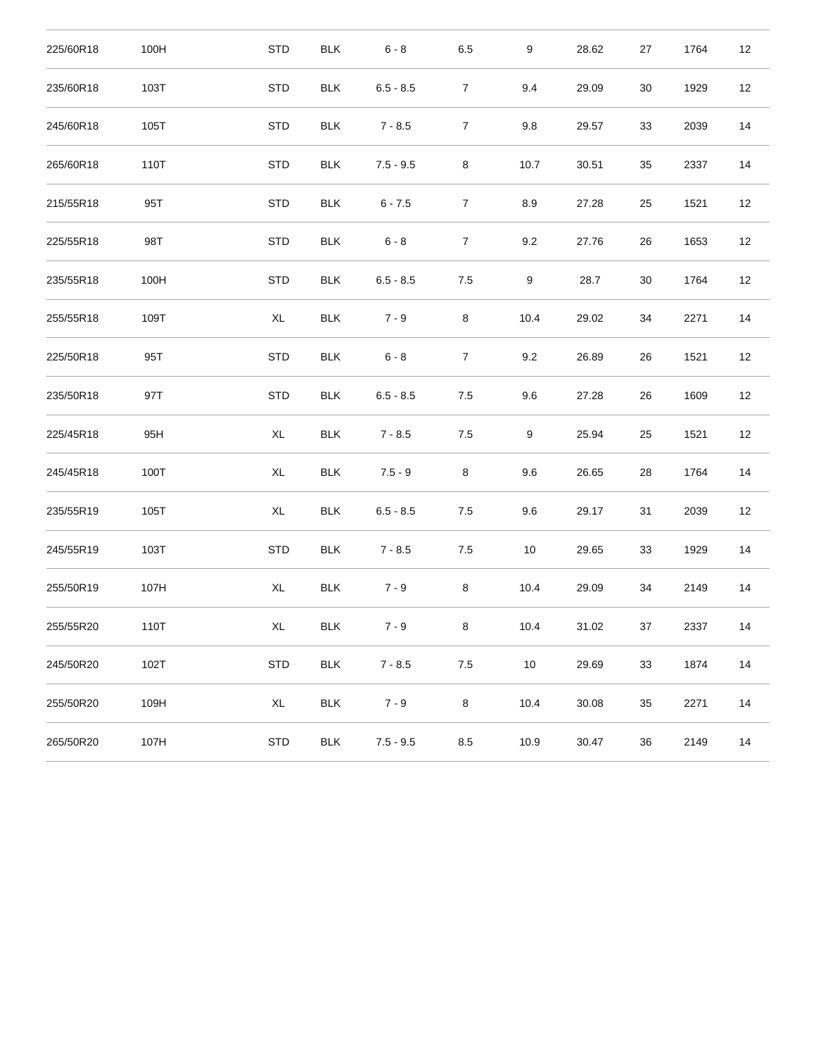| | | | | | | | | | | |
|---|---|---|---|---|---|---|---|---|---|---|
| 225/60R18 | 100H | STD | BLK | 6 - 8 | 6.5 | 9 | 28.62 | 27 | 1764 | 12 |
| 235/60R18 | 103T | STD | BLK | 6.5 - 8.5 | 7 | 9.4 | 29.09 | 30 | 1929 | 12 |
| 245/60R18 | 105T | STD | BLK | 7 - 8.5 | 7 | 9.8 | 29.57 | 33 | 2039 | 14 |
| 265/60R18 | 110T | STD | BLK | 7.5 - 9.5 | 8 | 10.7 | 30.51 | 35 | 2337 | 14 |
| 215/55R18 | 95T | STD | BLK | 6 - 7.5 | 7 | 8.9 | 27.28 | 25 | 1521 | 12 |
| 225/55R18 | 98T | STD | BLK | 6 - 8 | 7 | 9.2 | 27.76 | 26 | 1653 | 12 |
| 235/55R18 | 100H | STD | BLK | 6.5 - 8.5 | 7.5 | 9 | 28.7 | 30 | 1764 | 12 |
| 255/55R18 | 109T | XL | BLK | 7 - 9 | 8 | 10.4 | 29.02 | 34 | 2271 | 14 |
| 225/50R18 | 95T | STD | BLK | 6 - 8 | 7 | 9.2 | 26.89 | 26 | 1521 | 12 |
| 235/50R18 | 97T | STD | BLK | 6.5 - 8.5 | 7.5 | 9.6 | 27.28 | 26 | 1609 | 12 |
| 225/45R18 | 95H | XL | BLK | 7 - 8.5 | 7.5 | 9 | 25.94 | 25 | 1521 | 12 |
| 245/45R18 | 100T | XL | BLK | 7.5 - 9 | 8 | 9.6 | 26.65 | 28 | 1764 | 14 |
| 235/55R19 | 105T | XL | BLK | 6.5 - 8.5 | 7.5 | 9.6 | 29.17 | 31 | 2039 | 12 |
| 245/55R19 | 103T | STD | BLK | 7 - 8.5 | 7.5 | 10 | 29.65 | 33 | 1929 | 14 |
| 255/50R19 | 107H | XL | BLK | 7 - 9 | 8 | 10.4 | 29.09 | 34 | 2149 | 14 |
| 255/55R20 | 110T | XL | BLK | 7 - 9 | 8 | 10.4 | 31.02 | 37 | 2337 | 14 |
| 245/50R20 | 102T | STD | BLK | 7 - 8.5 | 7.5 | 10 | 29.69 | 33 | 1874 | 14 |
| 255/50R20 | 109H | XL | BLK | 7 - 9 | 8 | 10.4 | 30.08 | 35 | 2271 | 14 |
| 265/50R20 | 107H | STD | BLK | 7.5 - 9.5 | 8.5 | 10.9 | 30.47 | 36 | 2149 | 14 |